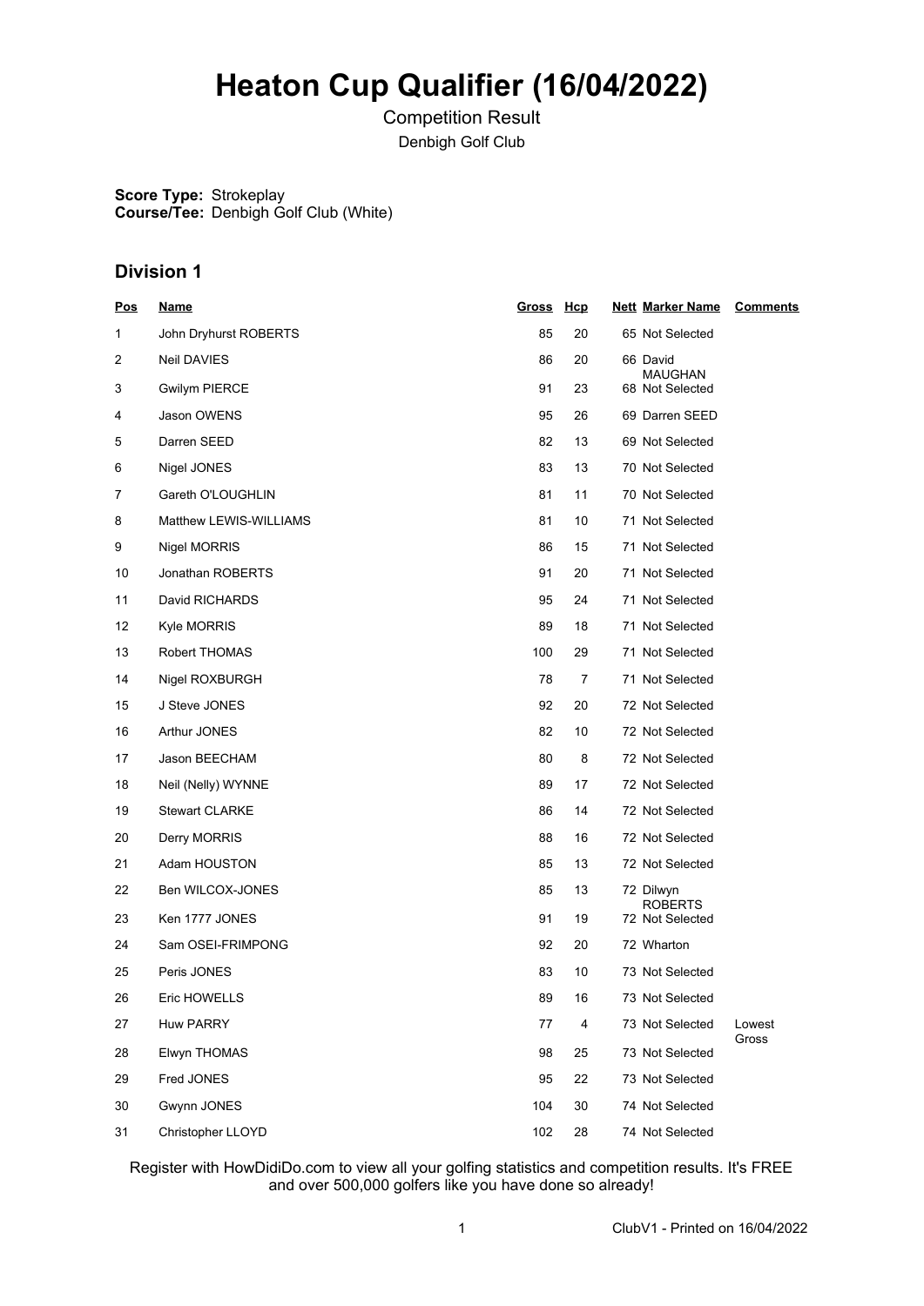# Heaton Cup Qualifier (16/04/2022)

Competition Result

Denbigh Golf Club

**Score Type:** Strokeplay
**Course/Tee:** Denbigh Golf Club (White)

## Division 1

| Pos | Name | Gross | Hcp | Nett | Marker Name | Comments |
|---|---|---|---|---|---|---|
| 1 | John Dryhurst ROBERTS | 85 | 20 | 65 | Not Selected | |
| 2 | Neil DAVIES | 86 | 20 | 66 | David MAUGHAN | |
| 3 | Gwilym PIERCE | 91 | 23 | 68 | Not Selected | |
| 4 | Jason OWENS | 95 | 26 | 69 | Darren SEED | |
| 5 | Darren SEED | 82 | 13 | 69 | Not Selected | |
| 6 | Nigel JONES | 83 | 13 | 70 | Not Selected | |
| 7 | Gareth O'LOUGHLIN | 81 | 11 | 70 | Not Selected | |
| 8 | Matthew LEWIS-WILLIAMS | 81 | 10 | 71 | Not Selected | |
| 9 | Nigel MORRIS | 86 | 15 | 71 | Not Selected | |
| 10 | Jonathan ROBERTS | 91 | 20 | 71 | Not Selected | |
| 11 | David RICHARDS | 95 | 24 | 71 | Not Selected | |
| 12 | Kyle MORRIS | 89 | 18 | 71 | Not Selected | |
| 13 | Robert THOMAS | 100 | 29 | 71 | Not Selected | |
| 14 | Nigel ROXBURGH | 78 | 7 | 71 | Not Selected | |
| 15 | J Steve JONES | 92 | 20 | 72 | Not Selected | |
| 16 | Arthur JONES | 82 | 10 | 72 | Not Selected | |
| 17 | Jason BEECHAM | 80 | 8 | 72 | Not Selected | |
| 18 | Neil (Nelly) WYNNE | 89 | 17 | 72 | Not Selected | |
| 19 | Stewart CLARKE | 86 | 14 | 72 | Not Selected | |
| 20 | Derry MORRIS | 88 | 16 | 72 | Not Selected | |
| 21 | Adam HOUSTON | 85 | 13 | 72 | Not Selected | |
| 22 | Ben WILCOX-JONES | 85 | 13 | 72 | Dilwyn ROBERTS | |
| 23 | Ken 1777 JONES | 91 | 19 | 72 | Not Selected | |
| 24 | Sam OSEI-FRIMPONG | 92 | 20 | 72 | Wharton | |
| 25 | Peris JONES | 83 | 10 | 73 | Not Selected | |
| 26 | Eric HOWELLS | 89 | 16 | 73 | Not Selected | |
| 27 | Huw PARRY | 77 | 4 | 73 | Not Selected | Lowest Gross |
| 28 | Elwyn THOMAS | 98 | 25 | 73 | Not Selected | |
| 29 | Fred JONES | 95 | 22 | 73 | Not Selected | |
| 30 | Gwynn JONES | 104 | 30 | 74 | Not Selected | |
| 31 | Christopher LLOYD | 102 | 28 | 74 | Not Selected | |

Register with HowDidiDo.com to view all your golfing statistics and competition results. It's FREE and over 500,000 golfers like you have done so already!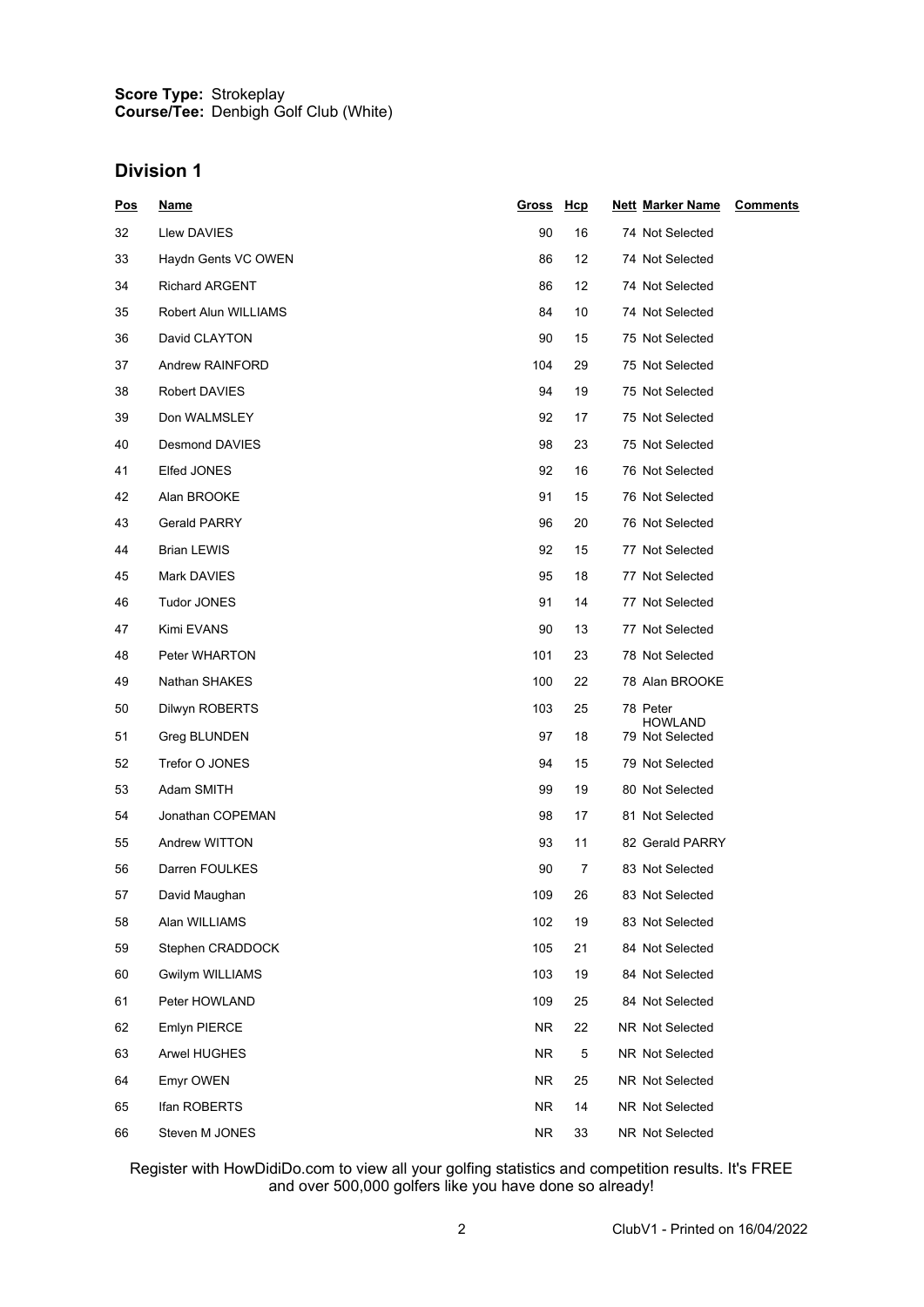**Score Type:** Strokeplay
**Course/Tee:** Denbigh Golf Club (White)

## Division 1

| Pos | Name | Gross | Hcp | Nett | Marker Name | Comments |
|---|---|---|---|---|---|---|
| 32 | Llew DAVIES | 90 | 16 | 74 | Not Selected | |
| 33 | Haydn Gents VC OWEN | 86 | 12 | 74 | Not Selected | |
| 34 | Richard ARGENT | 86 | 12 | 74 | Not Selected | |
| 35 | Robert Alun WILLIAMS | 84 | 10 | 74 | Not Selected | |
| 36 | David CLAYTON | 90 | 15 | 75 | Not Selected | |
| 37 | Andrew RAINFORD | 104 | 29 | 75 | Not Selected | |
| 38 | Robert DAVIES | 94 | 19 | 75 | Not Selected | |
| 39 | Don WALMSLEY | 92 | 17 | 75 | Not Selected | |
| 40 | Desmond DAVIES | 98 | 23 | 75 | Not Selected | |
| 41 | Elfed JONES | 92 | 16 | 76 | Not Selected | |
| 42 | Alan BROOKE | 91 | 15 | 76 | Not Selected | |
| 43 | Gerald PARRY | 96 | 20 | 76 | Not Selected | |
| 44 | Brian LEWIS | 92 | 15 | 77 | Not Selected | |
| 45 | Mark DAVIES | 95 | 18 | 77 | Not Selected | |
| 46 | Tudor JONES | 91 | 14 | 77 | Not Selected | |
| 47 | Kimi EVANS | 90 | 13 | 77 | Not Selected | |
| 48 | Peter WHARTON | 101 | 23 | 78 | Not Selected | |
| 49 | Nathan SHAKES | 100 | 22 | 78 | Alan BROOKE | |
| 50 | Dilwyn ROBERTS | 103 | 25 | 78 | Peter HOWLAND | |
| 51 | Greg BLUNDEN | 97 | 18 | 79 | Not Selected | |
| 52 | Trefor O JONES | 94 | 15 | 79 | Not Selected | |
| 53 | Adam SMITH | 99 | 19 | 80 | Not Selected | |
| 54 | Jonathan COPEMAN | 98 | 17 | 81 | Not Selected | |
| 55 | Andrew WITTON | 93 | 11 | 82 | Gerald PARRY | |
| 56 | Darren FOULKES | 90 | 7 | 83 | Not Selected | |
| 57 | David Maughan | 109 | 26 | 83 | Not Selected | |
| 58 | Alan WILLIAMS | 102 | 19 | 83 | Not Selected | |
| 59 | Stephen CRADDOCK | 105 | 21 | 84 | Not Selected | |
| 60 | Gwilym WILLIAMS | 103 | 19 | 84 | Not Selected | |
| 61 | Peter HOWLAND | 109 | 25 | 84 | Not Selected | |
| 62 | Emlyn PIERCE | NR | 22 | NR | Not Selected | |
| 63 | Arwel HUGHES | NR | 5 | NR | Not Selected | |
| 64 | Emyr OWEN | NR | 25 | NR | Not Selected | |
| 65 | Ifan ROBERTS | NR | 14 | NR | Not Selected | |
| 66 | Steven M JONES | NR | 33 | NR | Not Selected | |

Register with HowDidiDo.com to view all your golfing statistics and competition results. It's FREE and over 500,000 golfers like you have done so already!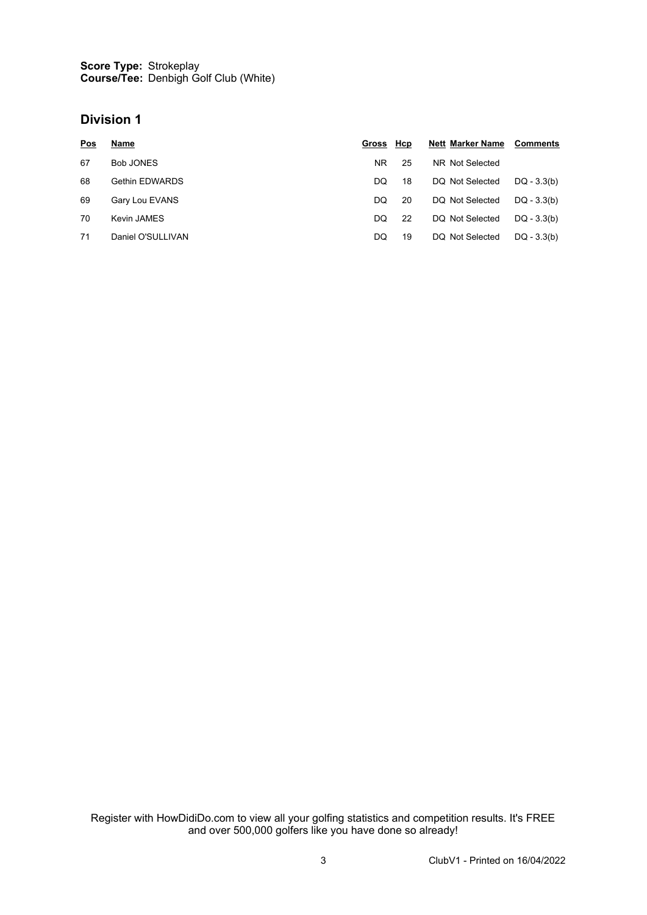**Score Type:** Strokeplay
**Course/Tee:** Denbigh Golf Club (White)

## Division 1

| Pos | Name | Gross | Hcp | Nett | Marker Name | Comments |
|---|---|---|---|---|---|---|
| 67 | Bob JONES | NR | 25 | NR | Not Selected | |
| 68 | Gethin EDWARDS | DQ | 18 | DQ | Not Selected | DQ - 3.3(b) |
| 69 | Gary Lou EVANS | DQ | 20 | DQ | Not Selected | DQ - 3.3(b) |
| 70 | Kevin JAMES | DQ | 22 | DQ | Not Selected | DQ - 3.3(b) |
| 71 | Daniel O'SULLIVAN | DQ | 19 | DQ | Not Selected | DQ - 3.3(b) |

Register with HowDidiDo.com to view all your golfing statistics and competition results. It's FREE and over 500,000 golfers like you have done so already!

ClubV1 - Printed on 16/04/2022